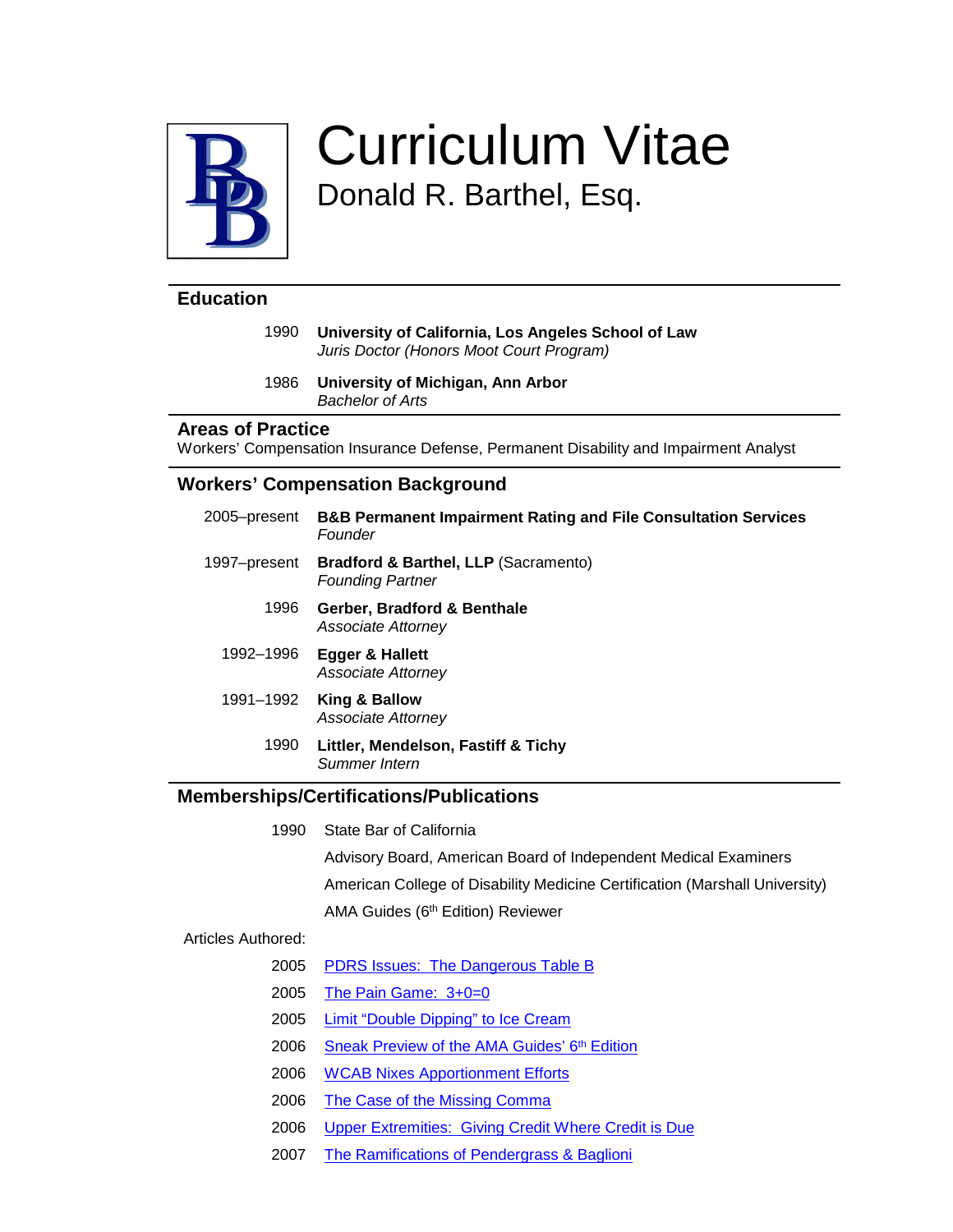# Curriculum Vitae

## Donald R. Barthel, Esq.

## Education

1990 **University of California, Los Angeles School of Law**
*Juris Doctor (Honors Moot Court Program)*

1986 **University of Michigan, Ann Arbor**
*Bachelor of Arts*

## Areas of Practice

Workers' Compensation Insurance Defense, Permanent Disability and Impairment Analyst

## Workers' Compensation Background

2005–present **B&B Permanent Impairment Rating and File Consultation Services**
*Founder*

1997–present **Bradford & Barthel, LLP** (Sacramento)
*Founding Partner*

1996 **Gerber, Bradford & Benthale**
*Associate Attorney*

1992–1996 **Egger & Hallett**
*Associate Attorney*

1991–1992 **King & Ballow**
*Associate Attorney*

1990 **Littler, Mendelson, Fastiff & Tichy**
*Summer Intern*

## Memberships/Certifications/Publications

1990 State Bar of California

Advisory Board, American Board of Independent Medical Examiners

American College of Disability Medicine Certification (Marshall University)

AMA Guides (6th Edition) Reviewer

Articles Authored:

2005 PDRS Issues: The Dangerous Table B

2005 The Pain Game: 3+0=0

2005 Limit "Double Dipping" to Ice Cream

2006 Sneak Preview of the AMA Guides' 6th Edition

2006 WCAB Nixes Apportionment Efforts

2006 The Case of the Missing Comma

2006 Upper Extremities: Giving Credit Where Credit is Due

2007 The Ramifications of Pendergrass & Baglioni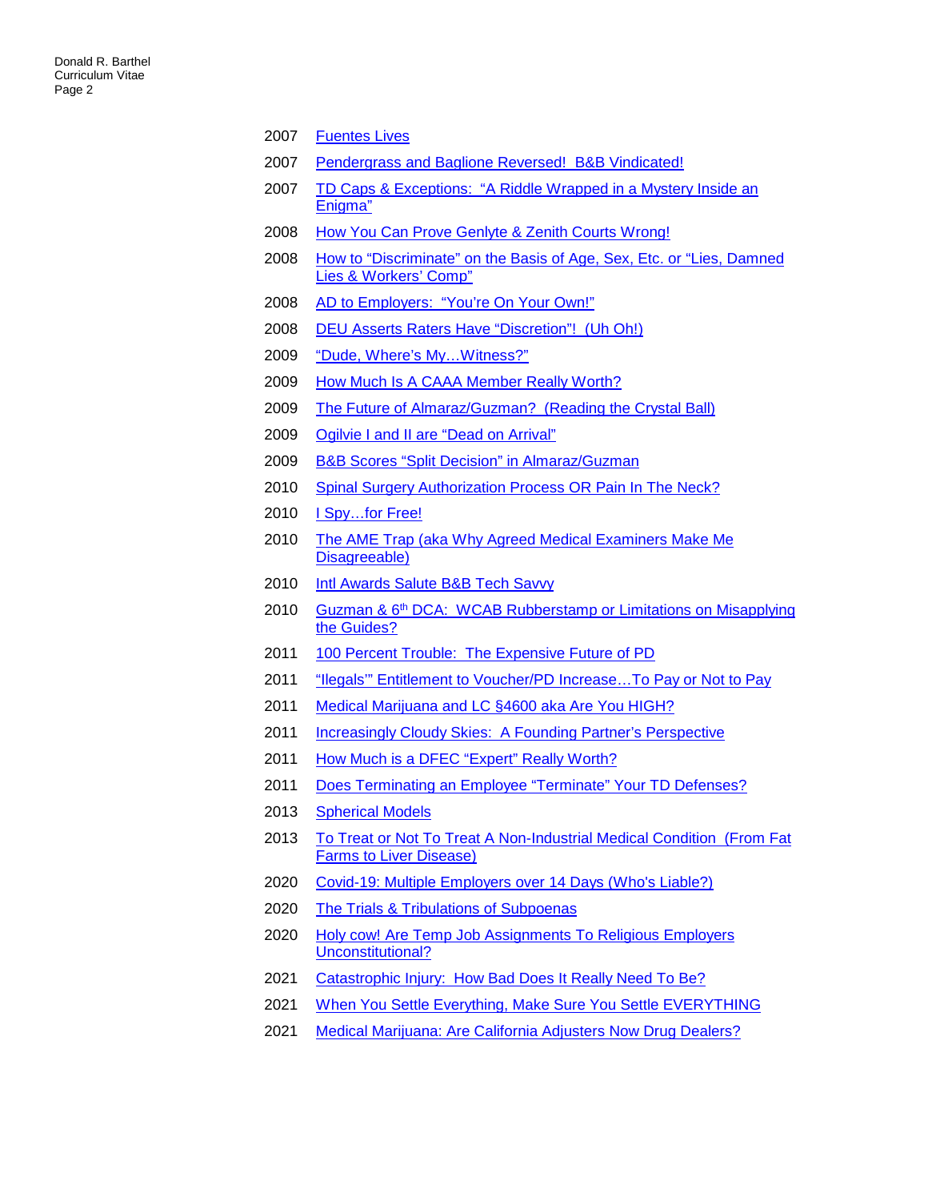2007 Fuentes Lives

2007 Pendergrass and Baglione Reversed! B&B Vindicated!

2007 TD Caps & Exceptions: "A Riddle Wrapped in a Mystery Inside an Enigma"

2008 How You Can Prove Genlyte & Zenith Courts Wrong!

2008 How to "Discriminate" on the Basis of Age, Sex, Etc. or "Lies, Damned Lies & Workers' Comp"

2008 AD to Employers: "You're On Your Own!"

2008 DEU Asserts Raters Have "Discretion"! (Uh Oh!)

2009 "Dude, Where's My…Witness?"

2009 How Much Is A CAAA Member Really Worth?

2009 The Future of Almaraz/Guzman? (Reading the Crystal Ball)

2009 Ogilvie I and II are "Dead on Arrival"

2009 B&B Scores "Split Decision" in Almaraz/Guzman

2010 Spinal Surgery Authorization Process OR Pain In The Neck?

2010 I Spy…for Free!

2010 The AME Trap (aka Why Agreed Medical Examiners Make Me Disagreeable)

2010 Intl Awards Salute B&B Tech Savvy

2010 Guzman & 6th DCA: WCAB Rubberstamp or Limitations on Misapplying the Guides?

2011 100 Percent Trouble: The Expensive Future of PD

2011 "Ilegals'" Entitlement to Voucher/PD Increase…To Pay or Not to Pay

2011 Medical Marijuana and LC §4600 aka Are You HIGH?

2011 Increasingly Cloudy Skies: A Founding Partner's Perspective

2011 How Much is a DFEC "Expert" Really Worth?

2011 Does Terminating an Employee "Terminate" Your TD Defenses?

2013 Spherical Models

2013 To Treat or Not To Treat A Non-Industrial Medical Condition (From Fat Farms to Liver Disease)

2020 Covid-19: Multiple Employers over 14 Days (Who's Liable?)

2020 The Trials & Tribulations of Subpoenas

2020 Holy cow! Are Temp Job Assignments To Religious Employers Unconstitutional?

2021 Catastrophic Injury: How Bad Does It Really Need To Be?

2021 When You Settle Everything, Make Sure You Settle EVERYTHING

2021 Medical Marijuana: Are California Adjusters Now Drug Dealers?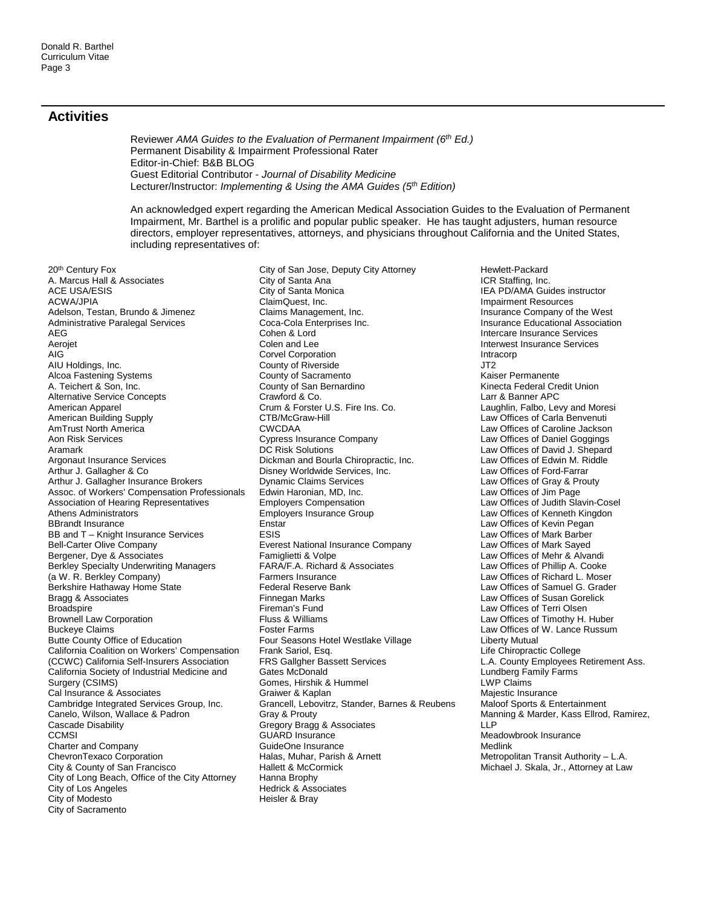## Activities

Reviewer *AMA Guides to the Evaluation of Permanent Impairment (6th Ed.)*
Permanent Disability & Impairment Professional Rater
Editor-in-Chief: B&B BLOG
Guest Editorial Contributor - *Journal of Disability Medicine*
Lecturer/Instructor: *Implementing & Using the AMA Guides (5th Edition)*

An acknowledged expert regarding the American Medical Association Guides to the Evaluation of Permanent Impairment, Mr. Barthel is a prolific and popular public speaker. He has taught adjusters, human resource directors, employer representatives, attorneys, and physicians throughout California and the United States, including representatives of:

20th Century Fox
A. Marcus Hall & Associates
ACE USA/ESIS
ACWA/JPIA
Adelson, Testan, Brundo & Jimenez
Administrative Paralegal Services
AEG
Aerojet
AIG
AIU Holdings, Inc.
Alcoa Fastening Systems
A. Teichert & Son, Inc.
Alternative Service Concepts
American Apparel
American Building Supply
AmTrust North America
Aon Risk Services
Aramark
Argonaut Insurance Services
Arthur J. Gallagher & Co
Arthur J. Gallagher Insurance Brokers
Assoc. of Workers' Compensation Professionals
Association of Hearing Representatives
Athens Administrators
BBrandt Insurance
BB and T – Knight Insurance Services
Bell-Carter Olive Company
Bergener, Dye & Associates
Berkley Specialty Underwriting Managers (a W. R. Berkley Company)
Berkshire Hathaway Home State
Bragg & Associates
Broadspire
Brownell Law Corporation
Buckeye Claims
Butte County Office of Education
California Coalition on Workers' Compensation
(CCWC) California Self-Insurers Association
California Society of Industrial Medicine and Surgery (CSIMS)
Cal Insurance & Associates
Cambridge Integrated Services Group, Inc.
Canelo, Wilson, Wallace & Padron
Cascade Disability
CCMSI
Charter and Company
ChevronTexaco Corporation
City & County of San Francisco
City of Long Beach, Office of the City Attorney
City of Los Angeles
City of Modesto
City of Sacramento
City of San Jose, Deputy City Attorney
City of Santa Ana
City of Santa Monica
ClaimQuest, Inc.
Claims Management, Inc.
Coca-Cola Enterprises Inc.
Cohen & Lord
Colen and Lee
Corvel Corporation
County of Riverside
County of Sacramento
County of San Bernardino
Crawford & Co.
Crum & Forster U.S. Fire Ins. Co.
CTB/McGraw-Hill
CWCDAA
Cypress Insurance Company
DC Risk Solutions
Dickman and Bourla Chiropractic, Inc.
Disney Worldwide Services, Inc.
Dynamic Claims Services
Edwin Haronian, MD, Inc.
Employers Compensation
Employers Insurance Group
Enstar
ESIS
Everest National Insurance Company
Famiglietti & Volpe
FARA/F.A. Richard & Associates
Farmers Insurance
Federal Reserve Bank
Finnegan Marks
Fireman's Fund
Fluss & Williams
Foster Farms
Four Seasons Hotel Westlake Village
Frank Sariol, Esq.
FRS Gallgher Bassett Services
Gates McDonald
Gomes, Hirshik & Hummel
Graiwer & Kaplan
Grancell, Lebovitrz, Stander, Barnes & Reubens
Gray & Prouty
Gregory Bragg & Associates
GUARD Insurance
GuideOne Insurance
Halas, Muhar, Parish & Arnett
Hallett & McCormick
Hanna Brophy
Hedrick & Associates
Heisler & Bray
Hewlett-Packard
ICR Staffing, Inc.
IEA PD/AMA Guides instructor
Impairment Resources
Insurance Company of the West
Insurance Educational Association
Intercare Insurance Services
Interwest Insurance Services
Intracorp
JT2
Kaiser Permanente
Kinecta Federal Credit Union
Larr & Banner APC
Laughlin, Falbo, Levy and Moresi
Law Offices of Carla Benvenuti
Law Offices of Caroline Jackson
Law Offices of Daniel Goggings
Law Offices of David J. Shepard
Law Offices of Edwin M. Riddle
Law Offices of Ford-Farrar
Law Offices of Gray & Prouty
Law Offices of Jim Page
Law Offices of Judith Slavin-Cosel
Law Offices of Kenneth Kingdon
Law Offices of Kevin Pegan
Law Offices of Mark Barber
Law Offices of Mark Sayed
Law Offices of Mehr & Alvandi
Law Offices of Phillip A. Cooke
Law Offices of Richard L. Moser
Law Offices of Samuel G. Grader
Law Offices of Susan Gorelick
Law Offices of Terri Olsen
Law Offices of Timothy H. Huber
Law Offices of W. Lance Russum
Liberty Mutual
Life Chiropractic College
L.A. County Employees Retirement Ass.
Lundberg Family Farms
LWP Claims
Majestic Insurance
Maloof Sports & Entertainment
Manning & Marder, Kass Ellrod, Ramirez, LLP
Meadowbrook Insurance
Medlink
Metropolitan Transit Authority – L.A.
Michael J. Skala, Jr., Attorney at Law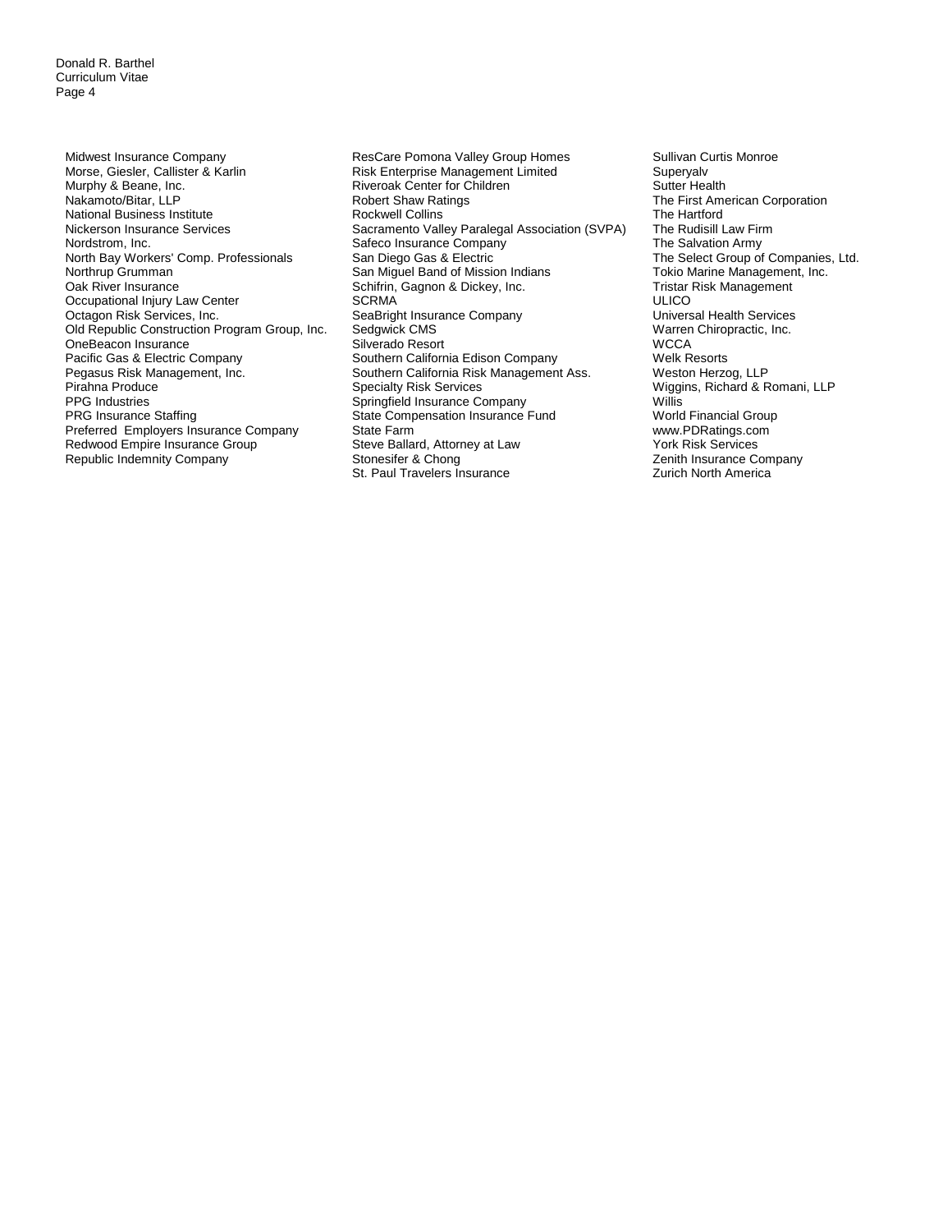Midwest Insurance Company
Morse, Giesler, Callister & Karlin
Murphy & Beane, Inc.
Nakamoto/Bitar, LLP
National Business Institute
Nickerson Insurance Services
Nordstrom, Inc.
North Bay Workers' Comp. Professionals
Northrup Grumman
Oak River Insurance
Occupational Injury Law Center
Octagon Risk Services, Inc.
Old Republic Construction Program Group, Inc.
OneBeacon Insurance
Pacific Gas & Electric Company
Pegasus Risk Management, Inc.
Pirahna Produce
PPG Industries
PRG Insurance Staffing
Preferred Employers Insurance Company
Redwood Empire Insurance Group
Republic Indemnity Company

ResCare Pomona Valley Group Homes
Risk Enterprise Management Limited
Riveroak Center for Children
Robert Shaw Ratings
Rockwell Collins
Sacramento Valley Paralegal Association (SVPA)
Safeco Insurance Company
San Diego Gas & Electric
San Miguel Band of Mission Indians
Schifrin, Gagnon & Dickey, Inc.
SCRMA
SeaBright Insurance Company
Sedgwick CMS
Silverado Resort
Southern California Edison Company
Southern California Risk Management Ass.
Specialty Risk Services
Springfield Insurance Company
State Compensation Insurance Fund
State Farm
Steve Ballard, Attorney at Law
Stonesifer & Chong
St. Paul Travelers Insurance

Sullivan Curtis Monroe
Superyalv
Sutter Health
The First American Corporation
The Hartford
The Rudisill Law Firm
The Salvation Army
The Select Group of Companies, Ltd.
Tokio Marine Management, Inc.
Tristar Risk Management
ULICO
Universal Health Services
Warren Chiropractic, Inc.
WCCA
Welk Resorts
Weston Herzog, LLP
Wiggins, Richard & Romani, LLP
Willis
World Financial Group
www.PDRatings.com
York Risk Services
Zenith Insurance Company
Zurich North America